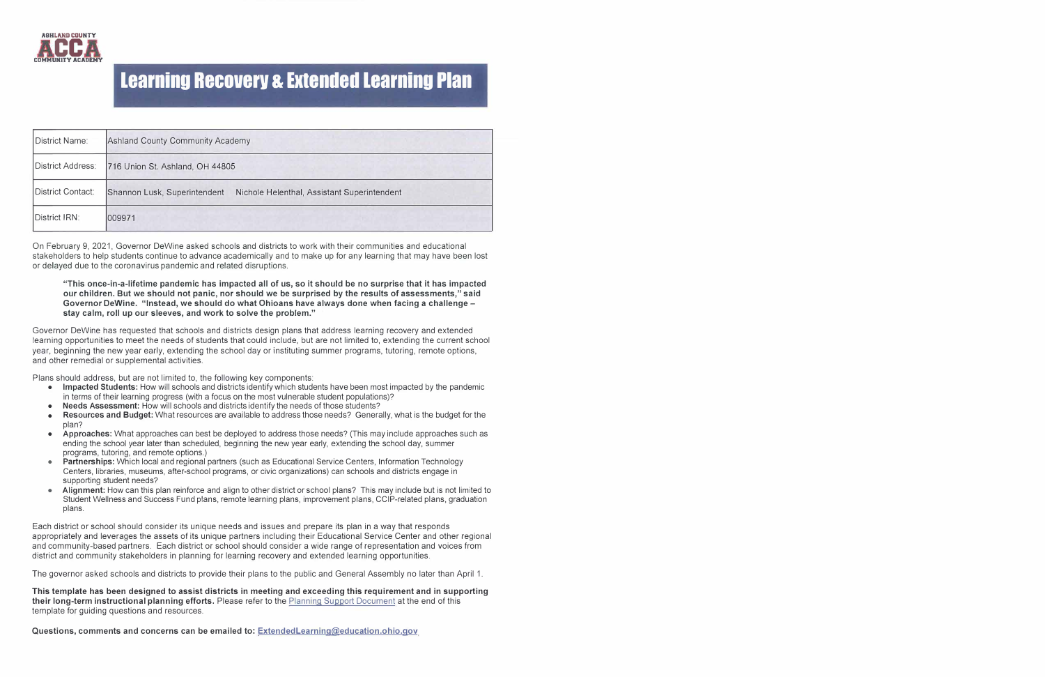# Learning Recovery & Extended Learning Plan

| District Name: | Ashland County Community Academy |
|---|---|
| District Address: | 716 Union St. Ashland, OH 44805 |
| District Contact: | Shannon Lusk, Superintendent     Nichole Helenthal, Assistant Superintendent |
| District IRN: | 009971 |

On February 9, 2021, Governor DeWine asked schools and districts to work with their communities and educational stakeholders to help students continue to advance academically and to make up for any learning that may have been lost or delayed due to the coronavirus pandemic and related disruptions.

> **"This once-in-a-lifetime pandemic has impacted all of us, so it should be no surprise that it has impacted our children. But we should not panic, nor should we be surprised by the results of assessments," said Governor DeWine. "Instead, we should do what Ohioans have always done when facing a challenge – stay calm, roll up our sleeves, and work to solve the problem."**

Governor DeWine has requested that schools and districts design plans that address learning recovery and extended learning opportunities to meet the needs of students that could include, but are not limited to, extending the current school year, beginning the new year early, extending the school day or instituting summer programs, tutoring, remote options, and other remedial or supplemental activities.

Plans should address, but are not limited to, the following key components:

- **Impacted Students:** How will schools and districts identify which students have been most impacted by the pandemic in terms of their learning progress (with a focus on the most vulnerable student populations)?
- **Needs Assessment:** How will schools and districts identify the needs of those students?
- **Resources and Budget:** What resources are available to address those needs? Generally, what is the budget for the plan?
- **Approaches:** What approaches can best be deployed to address those needs? (This may include approaches such as ending the school year later than scheduled, beginning the new year early, extending the school day, summer programs, tutoring, and remote options.)
- **Partnerships:** Which local and regional partners (such as Educational Service Centers, Information Technology Centers, libraries, museums, after-school programs, or civic organizations) can schools and districts engage in supporting student needs?
- **Alignment:** How can this plan reinforce and align to other district or school plans? This may include but is not limited to Student Wellness and Success Fund plans, remote learning plans, improvement plans, CCIP-related plans, graduation plans.

Each district or school should consider its unique needs and issues and prepare its plan in a way that responds appropriately and leverages the assets of its unique partners including their Educational Service Center and other regional and community-based partners. Each district or school should consider a wide range of representation and voices from district and community stakeholders in planning for learning recovery and extended learning opportunities.

The governor asked schools and districts to provide their plans to the public and General Assembly no later than April 1.

**This template has been designed to assist districts in meeting and exceeding this requirement and in supporting their long-term instructional planning efforts.** Please refer to the Planning Support Document at the end of this template for guiding questions and resources.

**Questions, comments and concerns can be emailed to: ExtendedLearning@education.ohio.gov**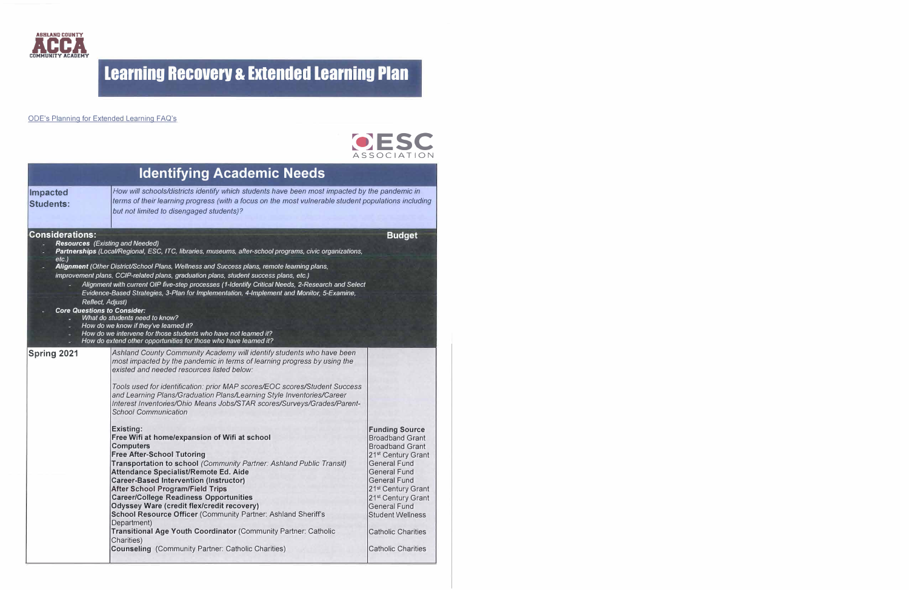ASHLAND COUNTY
ACCA
COMMUNITY ACADEMY

# Learning Recovery & Extended Learning Plan

ODE's Planning for Extended Learning FAQ's

ESC ASSOCIATION

## Identifying Academic Needs

| **Impacted Students:** | *How will schools/districts identify which students have been most impacted by the pandemic in terms of their learning progress (with a focus on the most vulnerable student populations including but not limited to disengaged students)?* | |
|---|---|---|

**Considerations:**

- ***Resources*** *(Existing and Needed)*
- ***Partnerships*** *(Local/Regional, ESC, ITC, libraries, museums, after-school programs, civic organizations, etc.)*
- ***Alignment*** *(Other District/School Plans, Wellness and Success plans, remote learning plans, improvement plans, CCIP-related plans, graduation plans, student success plans, etc.)*
  - *Alignment with current OIP five-step processes (1-Identify Critical Needs, 2-Research and Select Evidence-Based Strategies, 3-Plan for Implementation, 4-Implement and Monitor, 5-Examine, Reflect, Adjust)*
- ***Core Questions to Consider:***
  - *What do students need to know?*
  - *How do we know if they've learned it?*
  - *How do we intervene for those students who have not learned it?*
  - *How do extend other opportunities for those who have learned it?*

**Budget**

| | | **Budget** |
|---|---|---|
| **Spring 2021** | *Ashland County Community Academy will identify students who have been most impacted by the pandemic in terms of learning progress by using the existed and needed resources listed below:* | |
| | *Tools used for identification: prior MAP scores/EOC scores/Student Success and Learning Plans/Graduation Plans/Learning Style Inventories/Career Interest Inventories/Ohio Means Jobs/STAR scores/Surveys/Grades/Parent-School Communication* | |
| | **Existing:** | **Funding Source** |
| | **Free Wifi at home/expansion of Wifi at school** | Broadband Grant |
| | **Computers** | Broadband Grant |
| | **Free After-School Tutoring** | 21st Century Grant |
| | **Transportation to school** *(Community Partner: Ashland Public Transit)* | General Fund |
| | **Attendance Specialist/Remote Ed. Aide** | General Fund |
| | **Career-Based Intervention (Instructor)** | General Fund |
| | **After School Program/Field Trips** | 21st Century Grant |
| | **Career/College Readiness Opportunities** | 21st Century Grant |
| | **Odyssey Ware (credit flex/credit recovery)** | General Fund |
| | **School Resource Officer** (Community Partner: Ashland Sheriff's Department) | Student Wellness |
| | **Transitional Age Youth Coordinator** (Community Partner: Catholic Charities) | Catholic Charities |
| | **Counseling** (Community Partner: Catholic Charities) | Catholic Charities |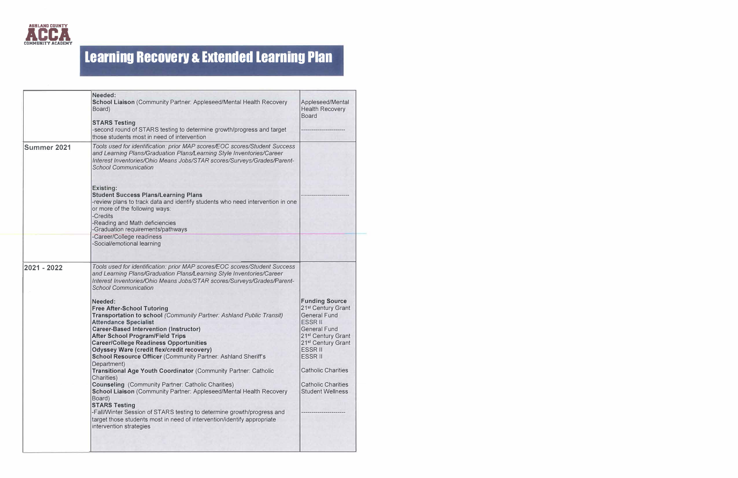ASHLAND COUNTY
ACCA
COMMUNITY ACADEMY

# Learning Recovery & Extended Learning Plan

| | | |
|---|---|---|
| | **Needed:**<br>**School Liaison** (Community Partner: Appleseed/Mental Health Recovery Board)<br>**STARS Testing**<br>-second round of STARS testing to determine growth/progress and target those students most in need of intervention | Appleseed/Mental Health Recovery Board<br>---------------------- |
| **Summer 2021** | *Tools used for identification: prior MAP scores/EOC scores/Student Success and Learning Plans/Graduation Plans/Learning Style Inventories/Career Interest Inventories/Ohio Means Jobs/STAR scores/Surveys/Grades/Parent-School Communication*<br><br>**Existing:**<br>**Student Success Plans/Learning Plans**<br>-review plans to track data and identify students who need intervention in one or more of the following ways:<br>-Credits<br>-Reading and Math deficiencies<br>-Graduation requirements/pathways<br>-Career/College readiness<br>-Social/emotional learning | ---------------------- |
| **2021 - 2022** | *Tools used for identification: prior MAP scores/EOC scores/Student Success and Learning Plans/Graduation Plans/Learning Style Inventories/Career Interest Inventories/Ohio Means Jobs/STAR scores/Surveys/Grades/Parent-School Communication*<br><br>**Needed:**<br>**Free After-School Tutoring**<br>**Transportation to school** *(Community Partner: Ashland Public Transit)*<br>**Attendance Specialist**<br>**Career-Based Intervention (Instructor)**<br>**After School Program/Field Trips**<br>**Career/College Readiness Opportunities**<br>**Odyssey Ware (credit flex/credit recovery)**<br>**School Resource Officer** (Community Partner: Ashland Sheriff's Department)<br>**Transitional Age Youth Coordinator** (Community Partner: Catholic Charities)<br>**Counseling** (Community Partner: Catholic Charities)<br>**School Liaison** (Community Partner: Appleseed/Mental Health Recovery Board)<br>**STARS Testing**<br>-Fall/Winter Session of STARS testing to determine growth/progress and target those students most in need of intervention/identify appropriate intervention strategies | **Funding Source**<br>21st Century Grant<br>General Fund<br>ESSR II<br>General Fund<br>21st Century Grant<br>21st Century Grant<br>ESSR II<br>ESSR II<br><br>Catholic Charities<br><br>Catholic Charities<br>Student Wellness<br><br>---------------------- |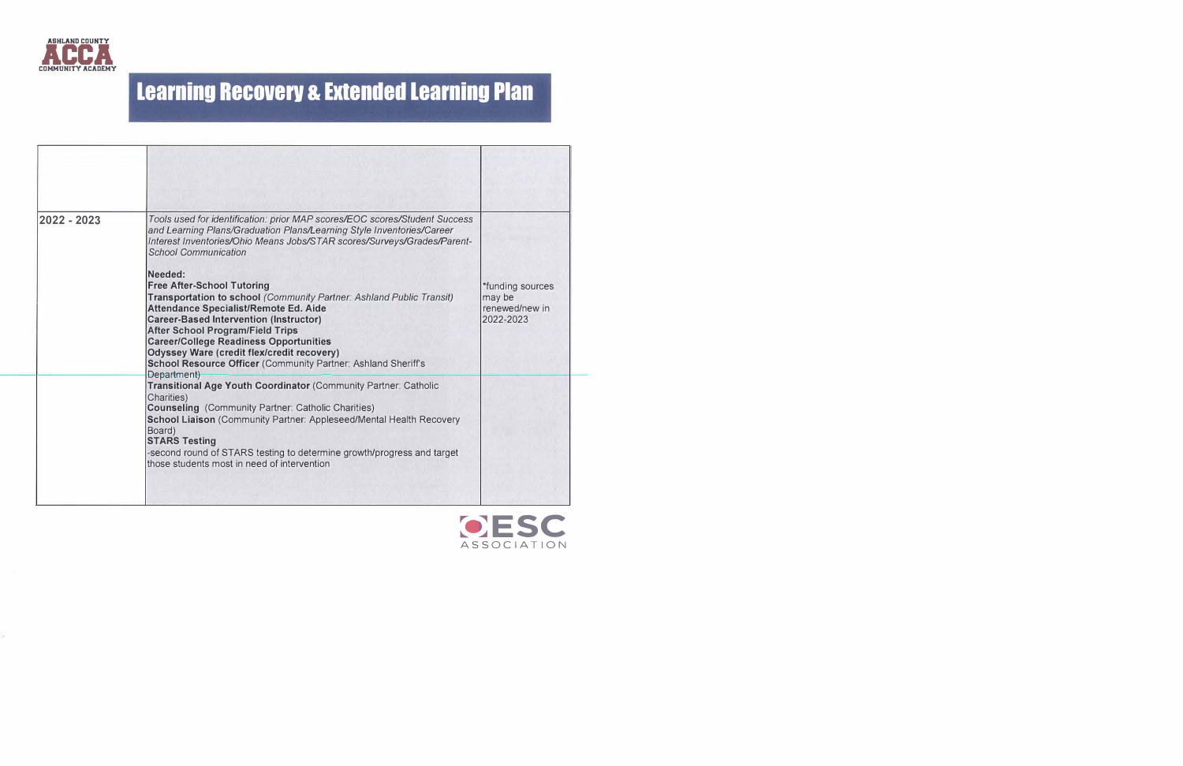ASHLAND COUNTY ACCA COMMUNITY ACADEMY

# Learning Recovery & Extended Learning Plan

| | | |
|---|---|---|
| 2022 - 2023 | *Tools used for identification: prior MAP scores/EOC scores/Student Success and Learning Plans/Graduation Plans/Learning Style Inventories/Career Interest Inventories/Ohio Means Jobs/STAR scores/Surveys/Grades/Parent-School Communication*<br><br>**Needed:**<br>**Free After-School Tutoring**<br>**Transportation to school** *(Community Partner: Ashland Public Transit)*<br>**Attendance Specialist/Remote Ed. Aide**<br>**Career-Based Intervention (Instructor)**<br>**After School Program/Field Trips**<br>**Career/College Readiness Opportunities**<br>**Odyssey Ware (credit flex/credit recovery)**<br>**School Resource Officer** (Community Partner: Ashland Sheriff's Department)<br>**Transitional Age Youth Coordinator** (Community Partner: Catholic Charities)<br>**Counseling** (Community Partner: Catholic Charities)<br>**School Liaison** (Community Partner: Appleseed/Mental Health Recovery Board)<br>**STARS Testing**<br>-second round of STARS testing to determine growth/progress and target those students most in need of intervention | *funding sources may be renewed/new in 2022-2023 |

ESC ASSOCIATION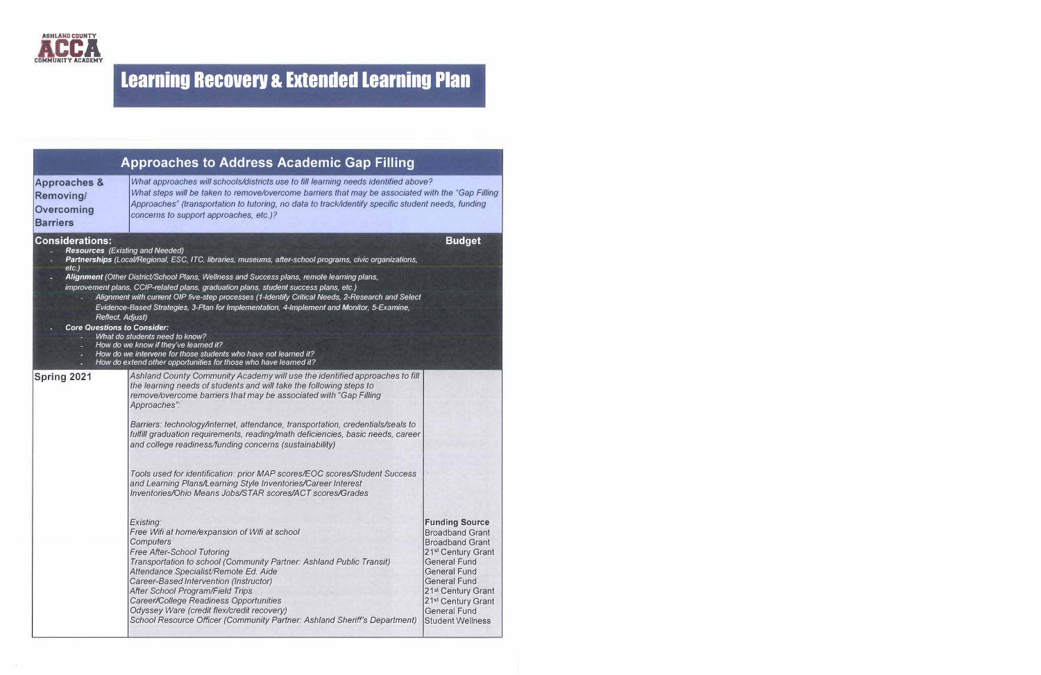ASHLAND COUNTY
ACCA
COMMUNITY ACADEMY

# Learning Recovery & Extended Learning Plan

## Approaches to Address Academic Gap Filling

| **Approaches & Removing/ Overcoming Barriers** | *What approaches will schools/districts use to fill learning needs identified above? What steps will be taken to remove/overcome barriers that may be associated with the "Gap Filling Approaches" (transportation to tutoring, no data to track/identify specific student needs, funding concerns to support approaches, etc.)?* | |
|---|---|---|

**Considerations:** | **Budget**

- ***Resources*** *(Existing and Needed)*
- ***Partnerships*** *(Local/Regional, ESC, ITC, libraries, museums, after-school programs, civic organizations, etc.)*
- ***Alignment*** *(Other District/School Plans, Wellness and Success plans, remote learning plans, improvement plans, CCIP-related plans, graduation plans, student success plans, etc.)*
  - *Alignment with current OIP five-step processes (1-Identify Critical Needs, 2-Research and Select Evidence-Based Strategies, 3-Plan for Implementation, 4-Implement and Monitor, 5-Examine, Reflect, Adjust)*
- ***Core Questions to Consider:***
  - *What do students need to know?*
  - *How do we know if they've learned it?*
  - *How do we intervene for those students who have not learned it?*
  - *How do extend other opportunities for those who have learned it?*

**Spring 2021**

*Ashland County Community Academy will use the identified approaches to fill the learning needs of students and will take the following steps to remove/overcome barriers that may be associated with "Gap Filling Approaches":*

*Barriers: technology/internet, attendance, transportation, credentials/seals to fulfill graduation requirements, reading/math deficiencies, basic needs, career and college readiness/funding concerns (sustainability)*

*Tools used for identification: prior MAP scores/EOC scores/Student Success and Learning Plans/Learning Style Inventories/Career Interest Inventories/Ohio Means Jobs/STAR scores/ACT scores/Grades*

| *Existing:* | **Funding Source** |
|---|---|
| *Free Wifi at home/expansion of Wifi at school* | Broadband Grant |
| *Computers* | Broadband Grant |
| *Free After-School Tutoring* | 21st Century Grant |
| *Transportation to school (Community Partner: Ashland Public Transit)* | General Fund |
| *Attendance Specialist/Remote Ed. Aide* | General Fund |
| *Career-Based Intervention (Instructor)* | General Fund |
| *After School Program/Field Trips* | 21st Century Grant |
| *Career/College Readiness Opportunities* | 21st Century Grant |
| *Odyssey Ware (credit flex/credit recovery)* | General Fund |
| *School Resource Officer (Community Partner: Ashland Sheriff's Department)* | Student Wellness |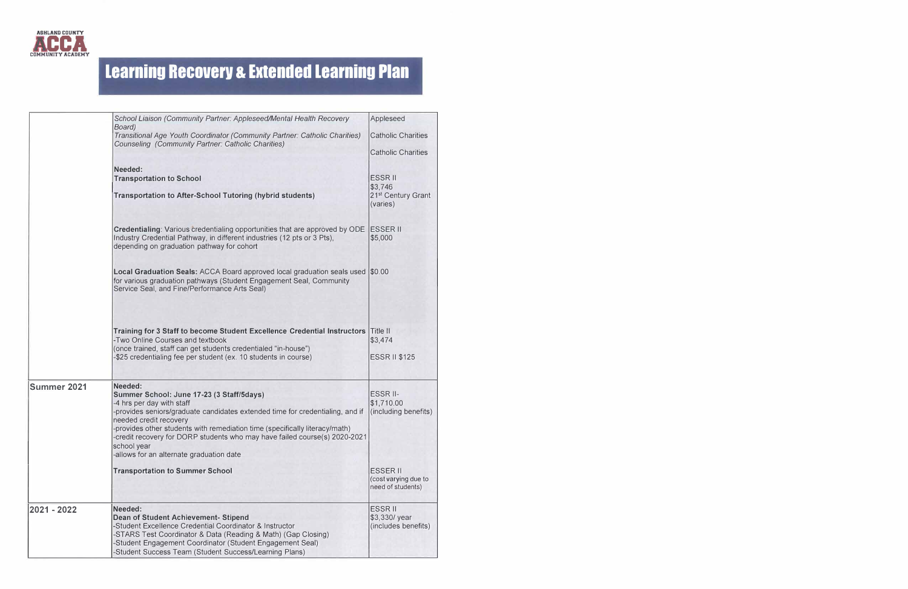# Learning Recovery & Extended Learning Plan

| | | |
|---|---|---|
| | *School Liaison (Community Partner: Appleseed/Mental Health Recovery Board)*<br>*Transitional Age Youth Coordinator (Community Partner: Catholic Charities)*<br>*Counseling (Community Partner: Catholic Charities)* | Appleseed<br>Catholic Charities<br>Catholic Charities |
| | **Needed:**<br>**Transportation to School** | ESSR II<br>$3,746 |
| | **Transportation to After-School Tutoring (hybrid students)** | 21st Century Grant (varies) |
| | **Credentialing**: Various credentialing opportunities that are approved by ODE Industry Credential Pathway, in different industries (12 pts or 3 Pts), depending on graduation pathway for cohort | ESSER II<br>$5,000 |
| | **Local Graduation Seals:** ACCA Board approved local graduation seals used for various graduation pathways (Student Engagement Seal, Community Service Seal, and Fine/Performance Arts Seal) | $0.00 |
| | **Training for 3 Staff to become Student Excellence Credential Instructors**<br>-Two Online Courses and textbook<br>(once trained, staff can get students credentialed "in-house")<br>-$25 credentialing fee per student (ex. 10 students in course) | Title II<br>$3,474<br><br>ESSR II $125 |
| **Summer 2021** | **Needed:**<br>**Summer School: June 17-23 (3 Staff/5days)**<br>-4 hrs per day with staff<br>-provides seniors/graduate candidates extended time for credentialing, and if needed credit recovery<br>-provides other students with remediation time (specifically literacy/math)<br>-credit recovery for DORP students who may have failed course(s) 2020-2021 school year<br>-allows for an alternate graduation date | ESSR II-<br>$1,710.00<br>(including benefits) |
| | **Transportation to Summer School** | ESSER II<br>(cost varying due to need of students) |
| **2021 - 2022** | **Needed:**<br>**Dean of Student Achievement- Stipend**<br>-Student Excellence Credential Coordinator & Instructor<br>-STARS Test Coordinator & Data (Reading & Math) (Gap Closing)<br>-Student Engagement Coordinator (Student Engagement Seal)<br>-Student Success Team (Student Success/Learning Plans) | ESSR II<br>$3,330/ year<br>(includes benefits) |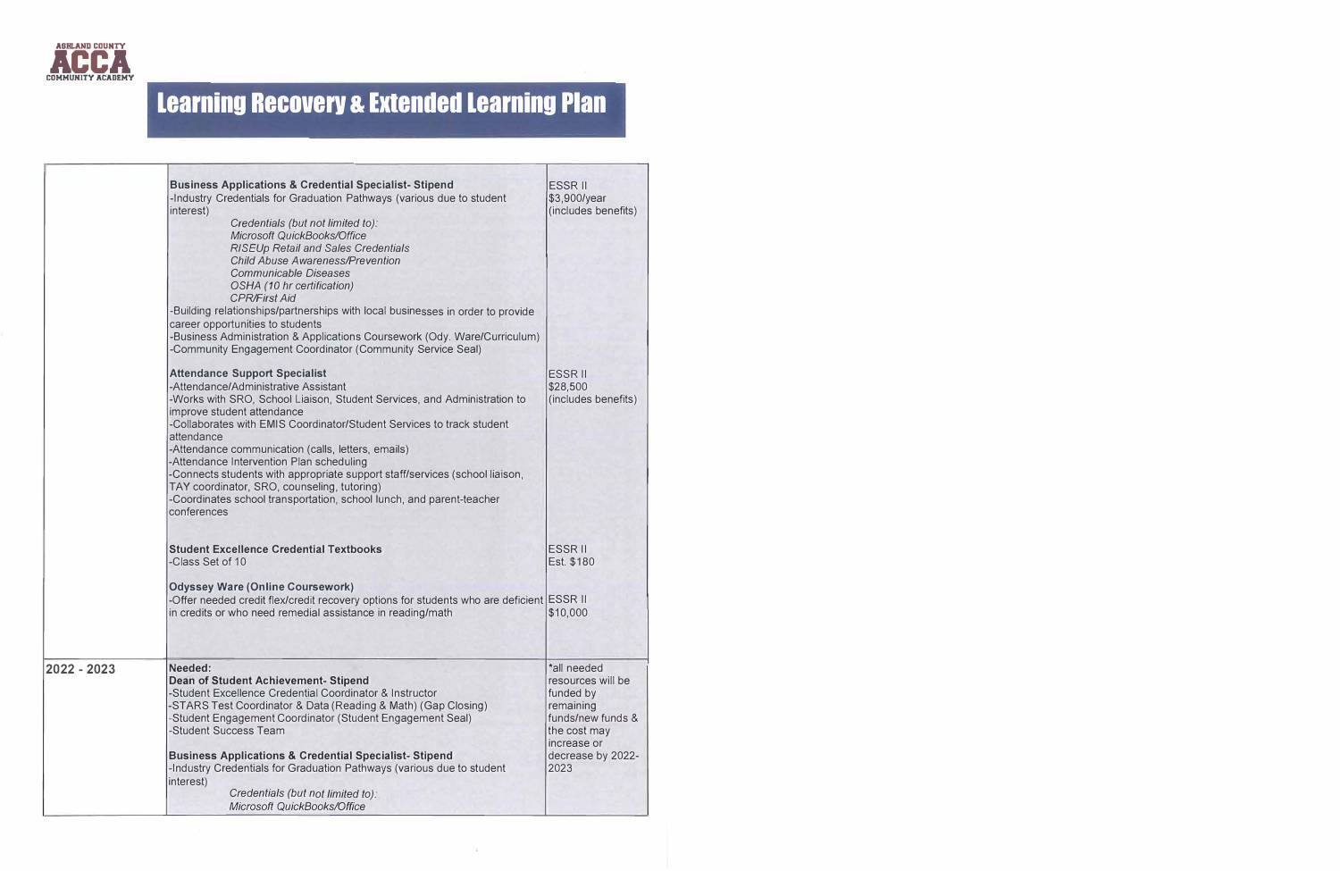# Learning Recovery & Extended Learning Plan

| | | |
|---|---|---|
| | **Business Applications & Credential Specialist- Stipend**<br>-Industry Credentials for Graduation Pathways (various due to student interest)<br>*Credentials (but not limited to):*<br>*Microsoft QuickBooks/Office*<br>*RISEUp Retail and Sales Credentials*<br>*Child Abuse Awareness/Prevention*<br>*Communicable Diseases*<br>*OSHA (10 hr certification)*<br>*CPR/First Aid*<br>-Building relationships/partnerships with local businesses in order to provide career opportunities to students<br>-Business Administration & Applications Coursework (Ody. Ware/Curriculum)<br>-Community Engagement Coordinator (Community Service Seal) | ESSR II<br>$3,900/year<br>(includes benefits) |
| | **Attendance Support Specialist**<br>-Attendance/Administrative Assistant<br>-Works with SRO, School Liaison, Student Services, and Administration to improve student attendance<br>-Collaborates with EMIS Coordinator/Student Services to track student attendance<br>-Attendance communication (calls, letters, emails)<br>-Attendance Intervention Plan scheduling<br>-Connects students with appropriate support staff/services (school liaison, TAY coordinator, SRO, counseling, tutoring)<br>-Coordinates school transportation, school lunch, and parent-teacher conferences | ESSR II<br>$28,500<br>(includes benefits) |
| | **Student Excellence Credential Textbooks**<br>-Class Set of 10 | ESSR II<br>Est. $180 |
| | **Odyssey Ware (Online Coursework)**<br>-Offer needed credit flex/credit recovery options for students who are deficient in credits or who need remedial assistance in reading/math | ESSR II<br>$10,000 |
| 2022 - 2023 | **Needed:**<br>**Dean of Student Achievement- Stipend**<br>-Student Excellence Credential Coordinator & Instructor<br>-STARS Test Coordinator & Data (Reading & Math) (Gap Closing)<br>-Student Engagement Coordinator (Student Engagement Seal)<br>-Student Success Team<br><br>**Business Applications & Credential Specialist- Stipend**<br>-Industry Credentials for Graduation Pathways (various due to student interest)<br>*Credentials (but not limited to):*<br>*Microsoft QuickBooks/Office* | *all needed resources will be funded by remaining funds/new funds & the cost may increase or decrease by 2022-2023 |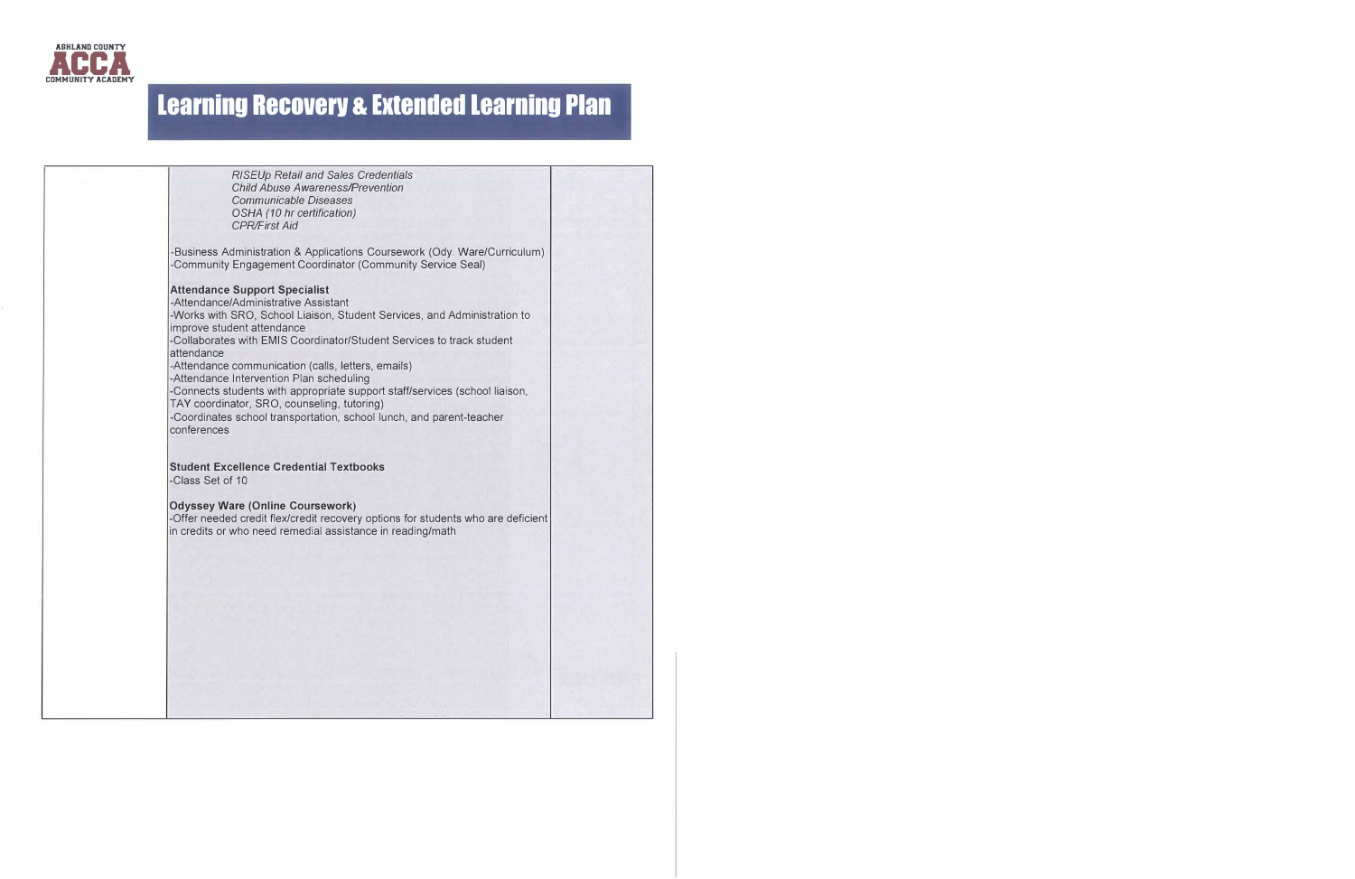ASHLAND COUNTY
ACCA
COMMUNITY ACADEMY

# Learning Recovery & Extended Learning Plan

| | | |
|---|---|---|
| | *RISEUp Retail and Sales Credentials*<br>*Child Abuse Awareness/Prevention*<br>*Communicable Diseases*<br>*OSHA (10 hr certification)*<br>*CPR/First Aid*<br><br>-Business Administration & Applications Coursework (Ody. Ware/Curriculum)<br>-Community Engagement Coordinator (Community Service Seal)<br><br>**Attendance Support Specialist**<br>-Attendance/Administrative Assistant<br>-Works with SRO, School Liaison, Student Services, and Administration to improve student attendance<br>-Collaborates with EMIS Coordinator/Student Services to track student attendance<br>-Attendance communication (calls, letters, emails)<br>-Attendance Intervention Plan scheduling<br>-Connects students with appropriate support staff/services (school liaison, TAY coordinator, SRO, counseling, tutoring)<br>-Coordinates school transportation, school lunch, and parent-teacher conferences<br><br>**Student Excellence Credential Textbooks**<br>-Class Set of 10<br><br>**Odyssey Ware (Online Coursework)**<br>-Offer needed credit flex/credit recovery options for students who are deficient in credits or who need remedial assistance in reading/math | |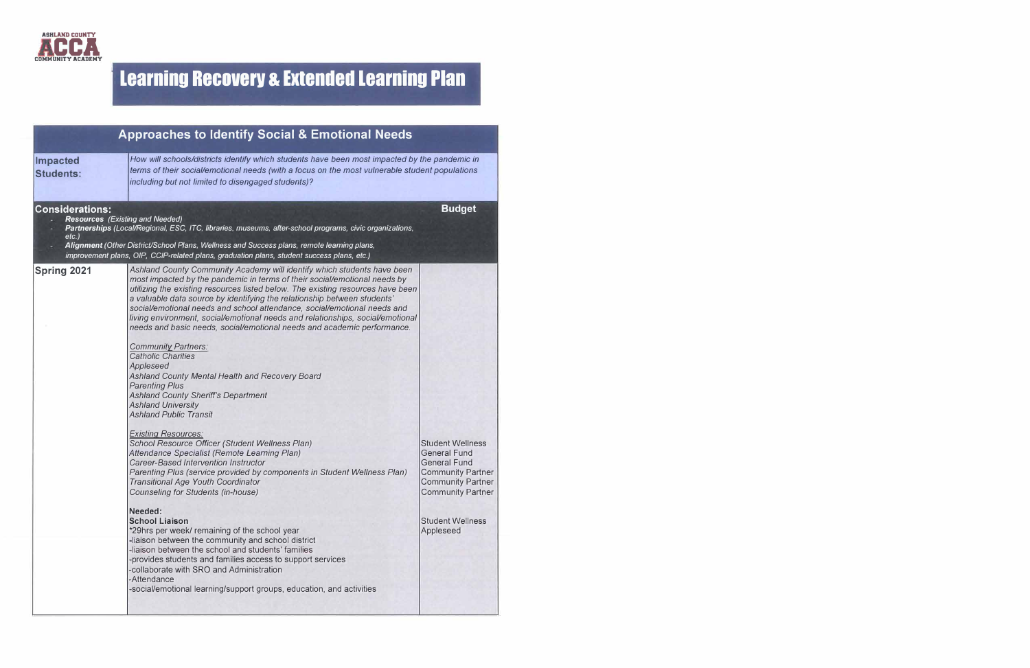ASHLAND COUNTY ACCA COMMUNITY ACADEMY

# Learning Recovery & Extended Learning Plan

## Approaches to Identify Social & Emotional Needs

| **Impacted Students:** | *How will schools/districts identify which students have been most impacted by the pandemic in terms of their social/emotional needs (with a focus on the most vulnerable student populations including but not limited to disengaged students)?* | |
|---|---|---|
| **Considerations:**<br>- ***Resources*** *(Existing and Needed)*<br>- ***Partnerships*** *(Local/Regional, ESC, ITC, libraries, museums, after-school programs, civic organizations, etc.)*<br>- ***Alignment*** *(Other District/School Plans, Wellness and Success plans, remote learning plans, improvement plans, OIP, CCIP-related plans, graduation plans, student success plans, etc.)* | | **Budget** |
| **Spring 2021** | *Ashland County Community Academy will identify which students have been most impacted by the pandemic in terms of their social/emotional needs by utilizing the existing resources listed below. The existing resources have been a valuable data source by identifying the relationship between students' social/emotional needs and school attendance, social/emotional needs and living environment, social/emotional needs and relationships, social/emotional needs and basic needs, social/emotional needs and academic performance.* | |
| | *<u>Community Partners:</u>*<br>*Catholic Charities*<br>*Appleseed*<br>*Ashland County Mental Health and Recovery Board*<br>*Parenting Plus*<br>*Ashland County Sheriff's Department*<br>*Ashland University*<br>*Ashland Public Transit* | |
| | *<u>Existing Resources:</u>* | |
| | *School Resource Officer (Student Wellness Plan)* | Student Wellness |
| | *Attendance Specialist (Remote Learning Plan)* | General Fund |
| | *Career-Based Intervention Instructor* | General Fund |
| | *Parenting Plus (service provided by components in Student Wellness Plan)* | Community Partner |
| | *Transitional Age Youth Coordinator* | Community Partner |
| | *Counseling for Students (in-house)* | Community Partner |
| | **Needed:** | |
| | **School Liaison**<br>*29hrs per week/ remaining of the school year<br>-liaison between the community and school district<br>-liaison between the school and students' families<br>-provides students and families access to support services<br>-collaborate with SRO and Administration<br>-Attendance<br>-social/emotional learning/support groups, education, and activities | Student Wellness<br>Appleseed |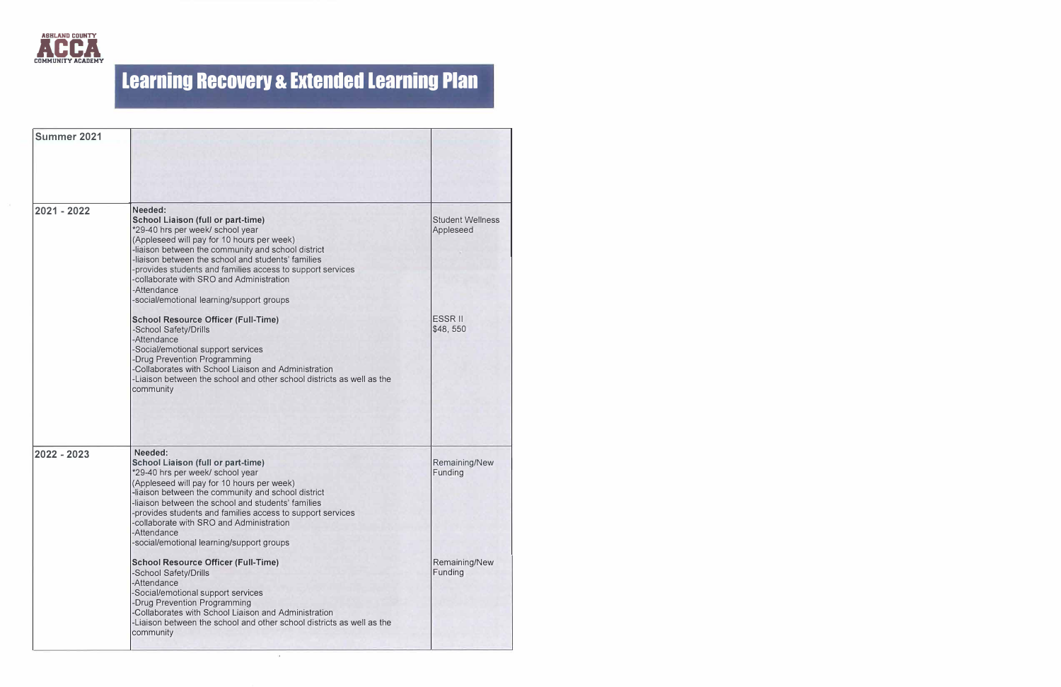ASHLAND COUNTY
ACCA
COMMUNITY ACADEMY

# Learning Recovery & Extended Learning Plan

| Summer 2021 | | |
|---|---|---|
| **2021 - 2022** | **Needed:**<br>**School Liaison (full or part-time)**<br>*29-40 hrs per week/ school year<br>(Appleseed will pay for 10 hours per week)<br>-liaison between the community and school district<br>-liaison between the school and students' families<br>-provides students and families access to support services<br>-collaborate with SRO and Administration<br>-Attendance<br>-social/emotional learning/support groups | Student Wellness<br>Appleseed |
| | **School Resource Officer (Full-Time)**<br>-School Safety/Drills<br>-Attendance<br>-Social/emotional support services<br>-Drug Prevention Programming<br>-Collaborates with School Liaison and Administration<br>-Liaison between the school and other school districts as well as the community | ESSR II<br>$48, 550 |
| **2022 - 2023** | **Needed:**<br>**School Liaison (full or part-time)**<br>*29-40 hrs per week/ school year<br>(Appleseed will pay for 10 hours per week)<br>-liaison between the community and school district<br>-liaison between the school and students' families<br>-provides students and families access to support services<br>-collaborate with SRO and Administration<br>-Attendance<br>-social/emotional learning/support groups | Remaining/New Funding |
| | **School Resource Officer (Full-Time)**<br>-School Safety/Drills<br>-Attendance<br>-Social/emotional support services<br>-Drug Prevention Programming<br>-Collaborates with School Liaison and Administration<br>-Liaison between the school and other school districts as well as the community | Remaining/New Funding |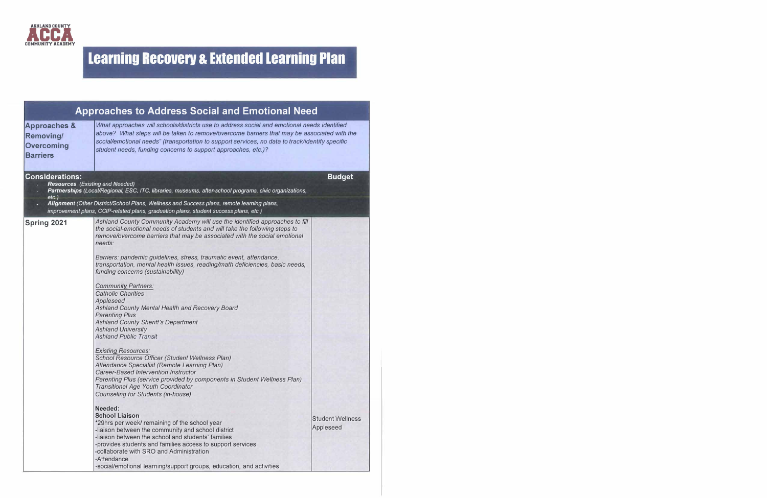ASHLAND COUNTY
ACCA
COMMUNITY ACADEMY

# Learning Recovery & Extended Learning Plan

## Approaches to Address Social and Emotional Need

| **Approaches & Removing/ Overcoming Barriers** | *What approaches will schools/districts use to address social and emotional needs identified above? What steps will be taken to remove/overcome barriers that may be associated with the social/emotional needs" (transportation to support services, no data to track/identify specific student needs, funding concerns to support approaches, etc.)?* | |
|---|---|---|
| **Considerations:**<br>- ***Resources*** *(Existing and Needed)*<br>- ***Partnerships*** *(Local/Regional, ESC, ITC, libraries, museums, after-school programs, civic organizations, etc.)*<br>- ***Alignment*** *(Other District/School Plans, Wellness and Success plans, remote learning plans, improvement plans, CCIP-related plans, graduation plans, student success plans, etc.)* | | **Budget** |
| **Spring 2021** | *Ashland County Community Academy will use the identified approaches to fill the social-emotional needs of students and will take the following steps to remove/overcome barriers that may be associated with the social emotional needs:*<br><br>*Barriers: pandemic guidelines, stress, traumatic event, attendance, transportation, mental health issues, reading/math deficiencies, basic needs, funding concerns (sustainability)*<br><br>*<u>Community Partners:</u>*<br>*Catholic Charities*<br>*Appleseed*<br>*Ashland County Mental Health and Recovery Board*<br>*Parenting Plus*<br>*Ashland County Sheriff's Department*<br>*Ashland University*<br>*Ashland Public Transit*<br><br>*<u>Existing Resources:</u>*<br>*School Resource Officer (Student Wellness Plan)*<br>*Attendance Specialist (Remote Learning Plan)*<br>*Career-Based Intervention Instructor*<br>*Parenting Plus (service provided by components in Student Wellness Plan)*<br>*Transitional Age Youth Coordinator*<br>*Counseling for Students (in-house)*<br><br>**Needed:**<br>**School Liaison**<br>*29hrs per week/ remaining of the school year<br>-liaison between the community and school district<br>-liaison between the school and students' families<br>-provides students and families access to support services<br>-collaborate with SRO and Administration<br>-Attendance<br>-social/emotional learning/support groups, education, and activities | Student Wellness<br>Appleseed |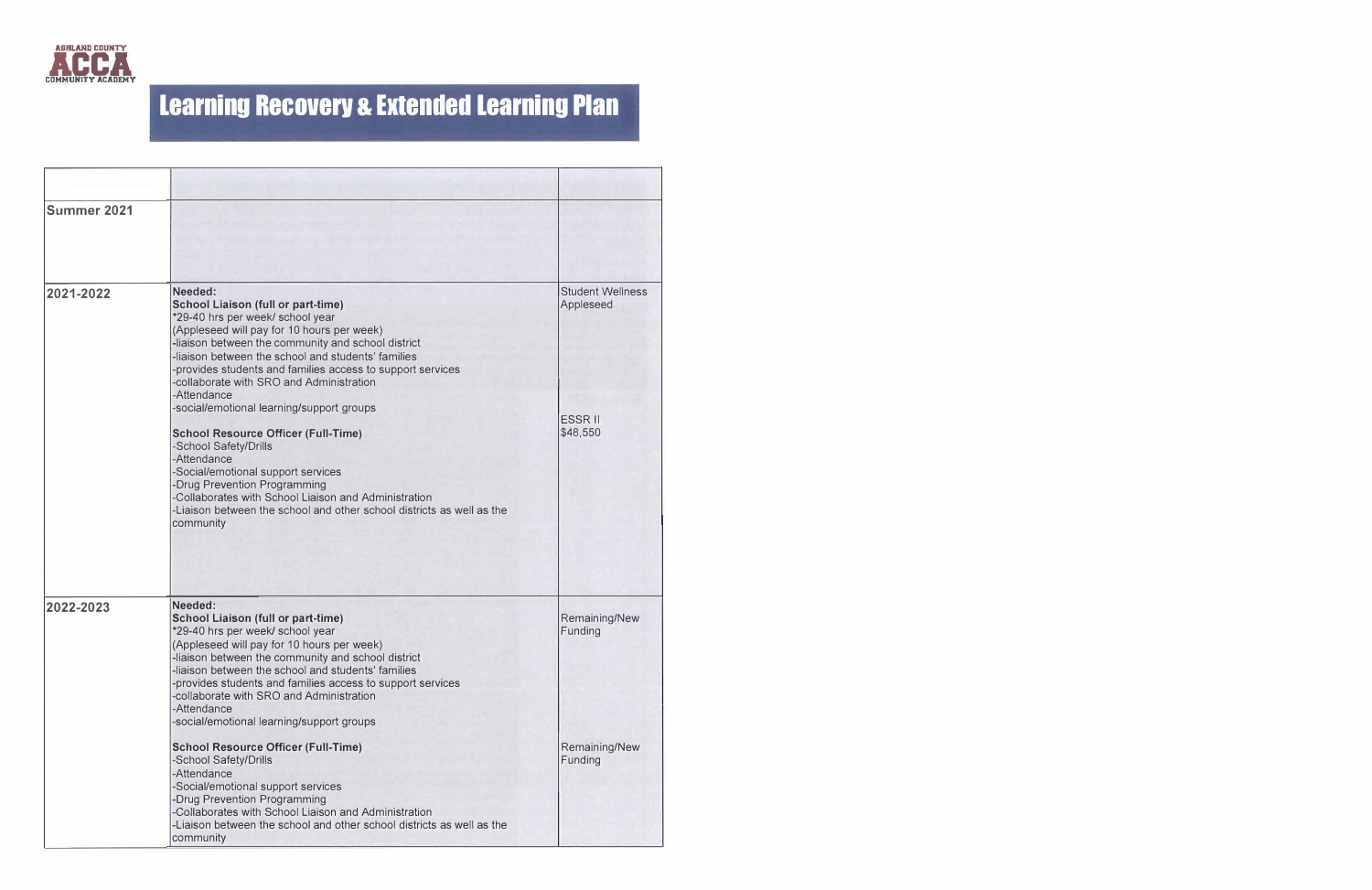ASHLAND COUNTY
ACCA
COMMUNITY ACADEMY

# Learning Recovery & Extended Learning Plan

| | | |
|---|---|---|
| Summer 2021 | | |
| 2021-2022 | **Needed:**<br>**School Liaison (full or part-time)**<br>*29-40 hrs per week/ school year<br>(Appleseed will pay for 10 hours per week)<br>-liaison between the community and school district<br>-liaison between the school and students' families<br>-provides students and families access to support services<br>-collaborate with SRO and Administration<br>-Attendance<br>-social/emotional learning/support groups<br><br>**School Resource Officer (Full-Time)**<br>-School Safety/Drills<br>-Attendance<br>-Social/emotional support services<br>-Drug Prevention Programming<br>-Collaborates with School Liaison and Administration<br>-Liaison between the school and other school districts as well as the community | Student Wellness<br>Appleseed<br><br>ESSR II<br>$48,550 |
| 2022-2023 | **Needed:**<br>**School Liaison (full or part-time)**<br>*29-40 hrs per week/ school year<br>(Appleseed will pay for 10 hours per week)<br>-liaison between the community and school district<br>-liaison between the school and students' families<br>-provides students and families access to support services<br>-collaborate with SRO and Administration<br>-Attendance<br>-social/emotional learning/support groups<br><br>**School Resource Officer (Full-Time)**<br>-School Safety/Drills<br>-Attendance<br>-Social/emotional support services<br>-Drug Prevention Programming<br>-Collaborates with School Liaison and Administration<br>-Liaison between the school and other school districts as well as the community | Remaining/New Funding<br><br>Remaining/New Funding |